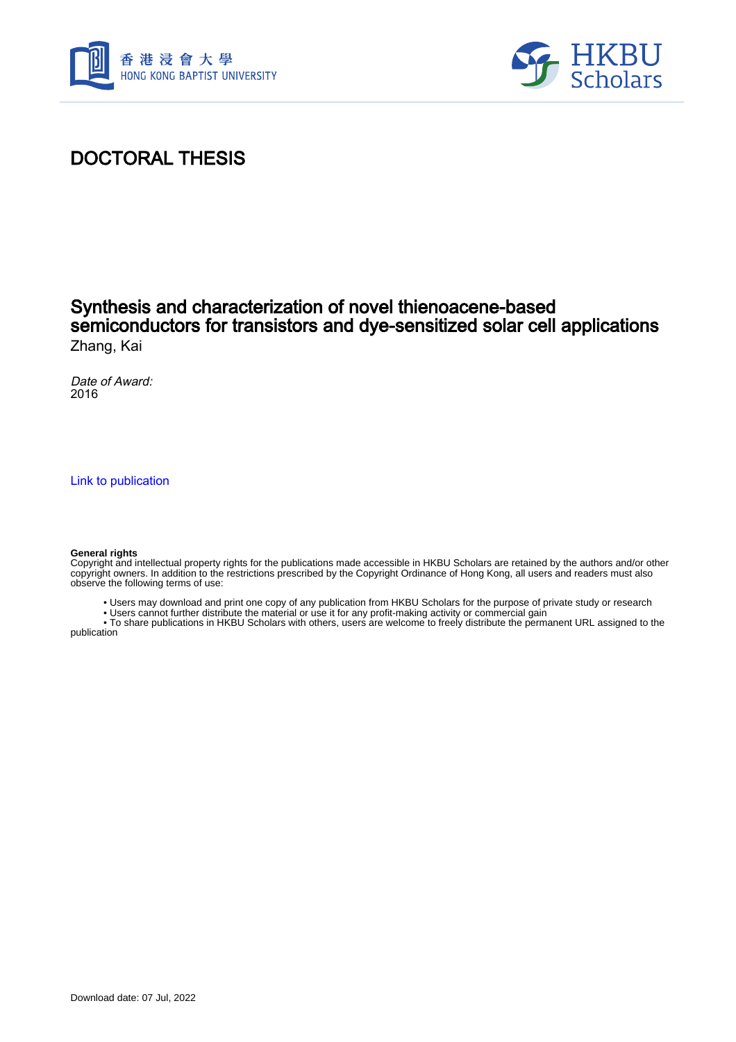香港浸會大學
HONG KONG BAPTIST UNIVERSITY

HKBU Scholars

# DOCTORAL THESIS

## Synthesis and characterization of novel thienoacene-based semiconductors for transistors and dye-sensitized solar cell applications

Zhang, Kai

*Date of Award:*
2016

Link to publication

**General rights**
Copyright and intellectual property rights for the publications made accessible in HKBU Scholars are retained by the authors and/or other copyright owners. In addition to the restrictions prescribed by the Copyright Ordinance of Hong Kong, all users and readers must also observe the following terms of use:

- Users may download and print one copy of any publication from HKBU Scholars for the purpose of private study or research
- Users cannot further distribute the material or use it for any profit-making activity or commercial gain
- To share publications in HKBU Scholars with others, users are welcome to freely distribute the permanent URL assigned to the publication

Download date: 07 Jul, 2022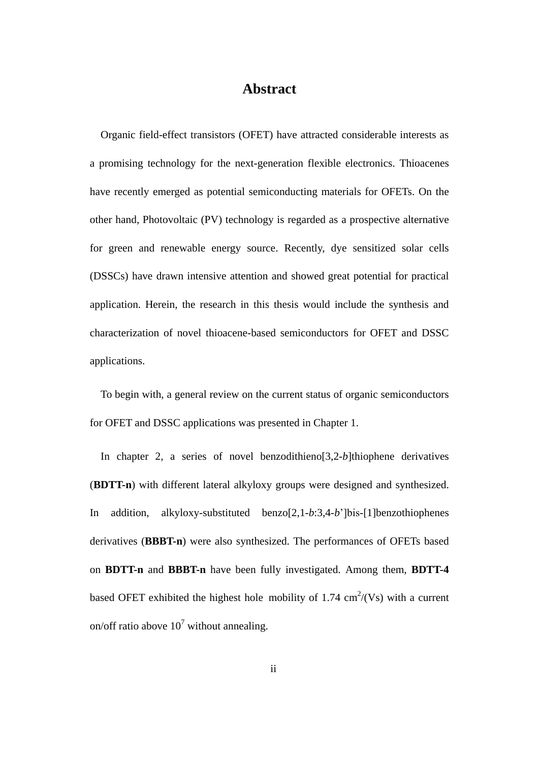# Abstract

Organic field-effect transistors (OFET) have attracted considerable interests as a promising technology for the next-generation flexible electronics. Thioacenes have recently emerged as potential semiconducting materials for OFETs. On the other hand, Photovoltaic (PV) technology is regarded as a prospective alternative for green and renewable energy source. Recently, dye sensitized solar cells (DSSCs) have drawn intensive attention and showed great potential for practical application. Herein, the research in this thesis would include the synthesis and characterization of novel thioacene-based semiconductors for OFET and DSSC applications.

To begin with, a general review on the current status of organic semiconductors for OFET and DSSC applications was presented in Chapter 1.

In chapter 2, a series of novel benzodithieno[3,2-*b*]thiophene derivatives (**BDTT-n**) with different lateral alkyloxy groups were designed and synthesized. In addition, alkyloxy-substituted benzo[2,1-*b*:3,4-*b*']bis-[1]benzothiophenes derivatives (**BBBT-n**) were also synthesized. The performances of OFETs based on **BDTT-n** and **BBBT-n** have been fully investigated. Among them, **BDTT-4** based OFET exhibited the highest hole mobility of 1.74 $cm^2/(Vs)$ with a current on/off ratio above $10^7$ without annealing.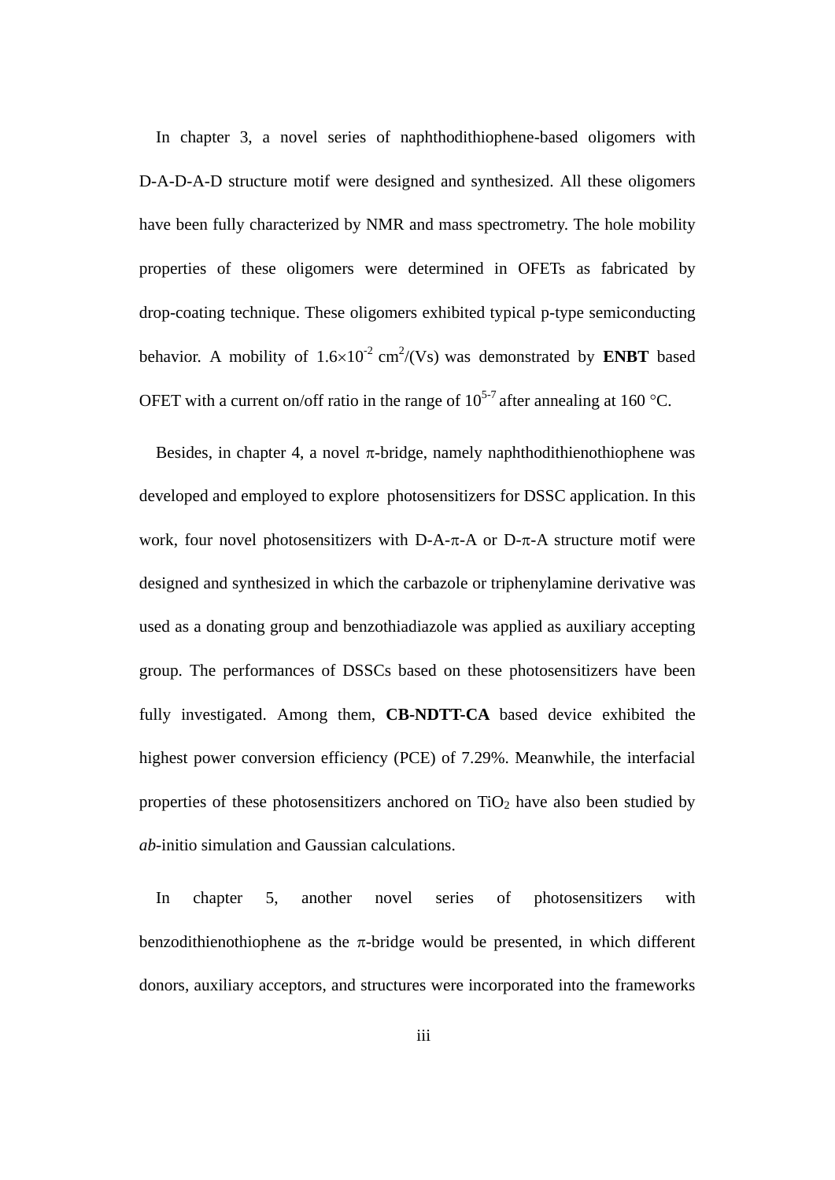In chapter 3, a novel series of naphthodithiophene-based oligomers with D-A-D-A-D structure motif were designed and synthesized. All these oligomers have been fully characterized by NMR and mass spectrometry. The hole mobility properties of these oligomers were determined in OFETs as fabricated by drop-coating technique. These oligomers exhibited typical p-type semiconducting behavior. A mobility of $1.6 \times 10^{-2}$ $cm^2/(Vs)$ was demonstrated by **ENBT** based OFET with a current on/off ratio in the range of $10^{5-7}$ after annealing at 160 °C.

Besides, in chapter 4, a novel $\pi$-bridge, namely naphthodithienothiophene was developed and employed to explore photosensitizers for DSSC application. In this work, four novel photosensitizers with D-A-$\pi$-A or D-$\pi$-A structure motif were designed and synthesized in which the carbazole or triphenylamine derivative was used as a donating group and benzothiadiazole was applied as auxiliary accepting group. The performances of DSSCs based on these photosensitizers have been fully investigated. Among them, **CB-NDTT-CA** based device exhibited the highest power conversion efficiency (PCE) of 7.29%. Meanwhile, the interfacial properties of these photosensitizers anchored on $TiO_2$ have also been studied by *ab*-initio simulation and Gaussian calculations.

In chapter 5, another novel series of photosensitizers with benzodithienothiophene as the $\pi$-bridge would be presented, in which different donors, auxiliary acceptors, and structures were incorporated into the frameworks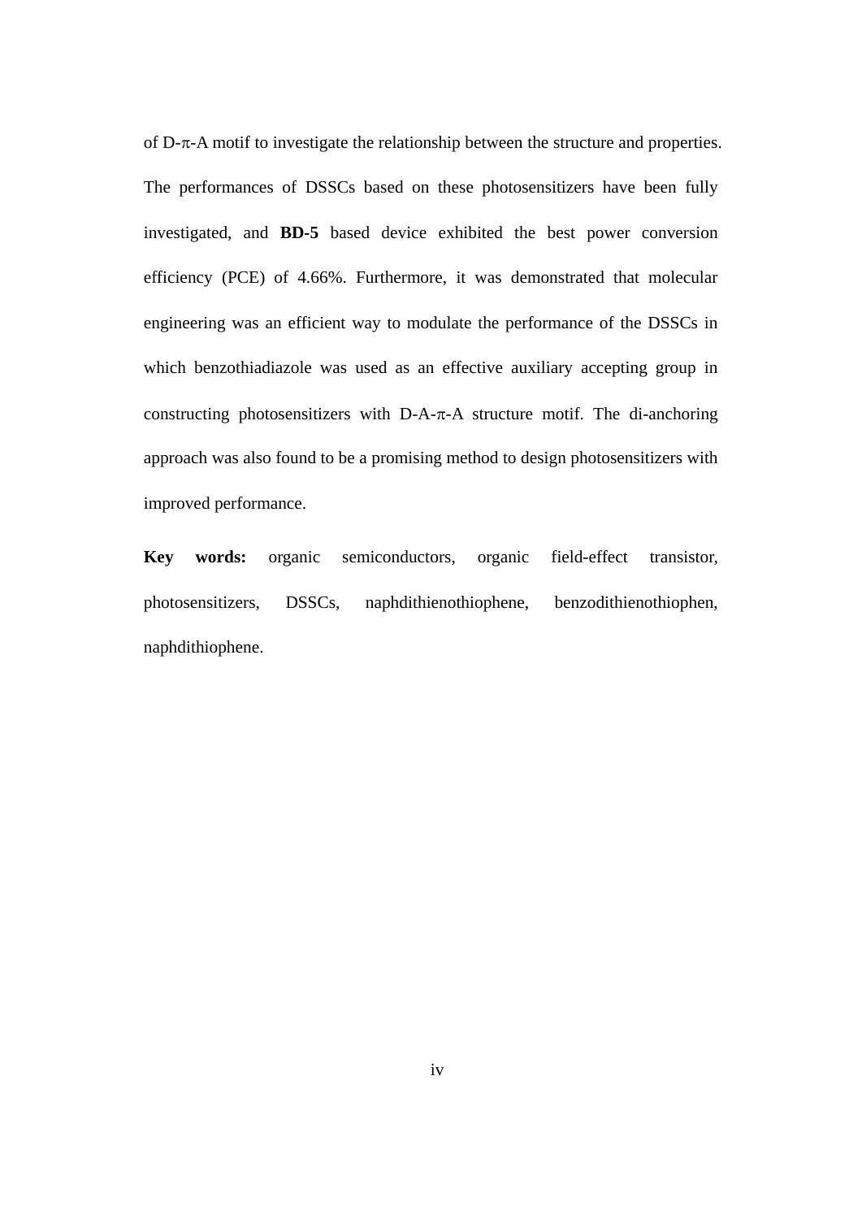of D-π-A motif to investigate the relationship between the structure and properties. The performances of DSSCs based on these photosensitizers have been fully investigated, and **BD-5** based device exhibited the best power conversion efficiency (PCE) of 4.66%. Furthermore, it was demonstrated that molecular engineering was an efficient way to modulate the performance of the DSSCs in which benzothiadiazole was used as an effective auxiliary accepting group in constructing photosensitizers with D-A-π-A structure motif. The di-anchoring approach was also found to be a promising method to design photosensitizers with improved performance.

**Key words:** organic semiconductors, organic field-effect transistor, photosensitizers, DSSCs, naphdithienothiophene, benzodithienothiophen, naphdithiophene.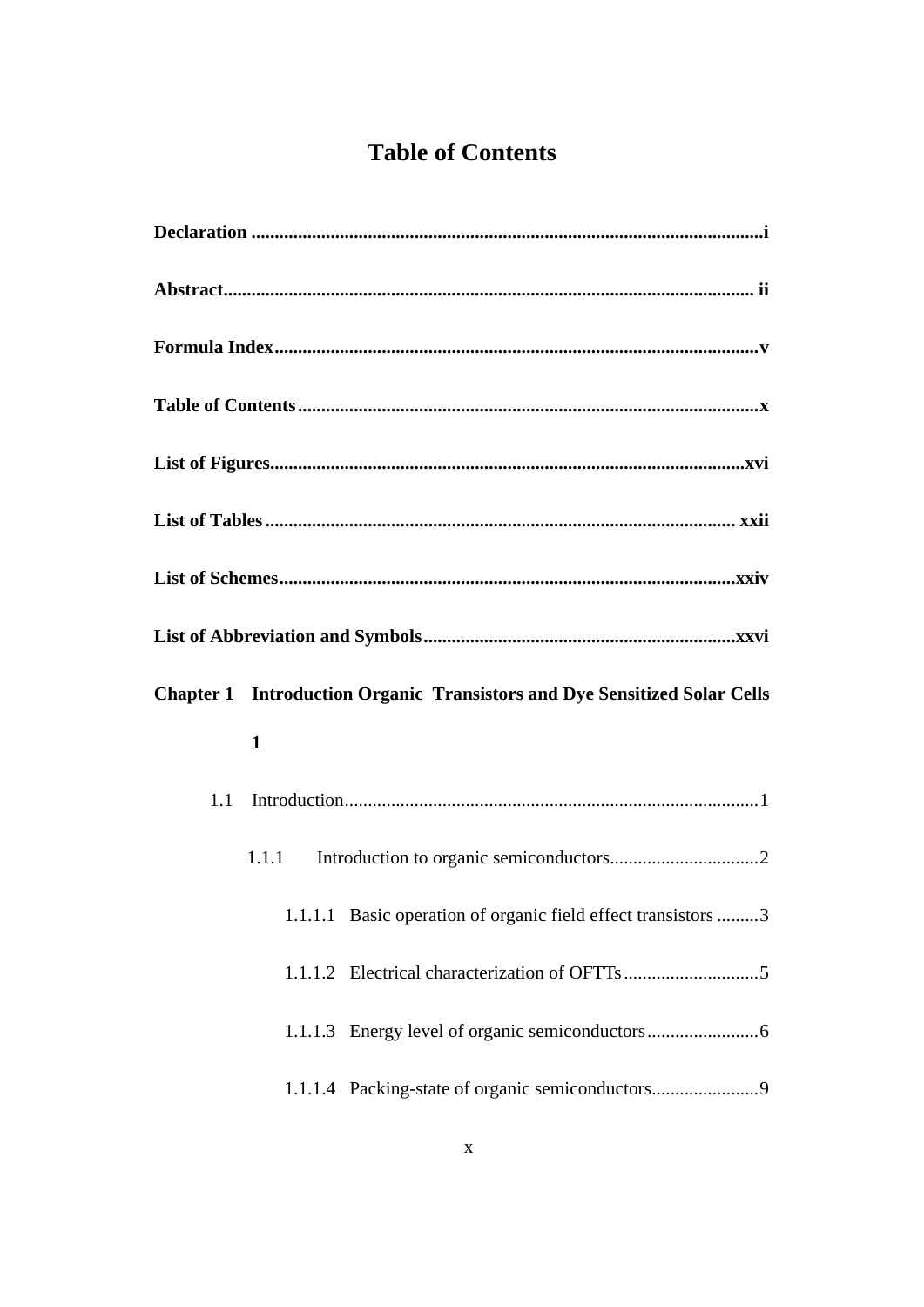# Table of Contents

**Declaration ............................................................................................................i**

**Abstract................................................................................................................ ii**

**Formula Index.......................................................................................................v**

**Table of Contents ..................................................................................................x**

**List of Figures.....................................................................................................xvi**

**List of Tables ..................................................................................................... xxii**

**List of Schemes..................................................................................................xxiv**

**List of Abbreviation and Symbols ...................................................................xxvi**

**Chapter 1 Introduction Organic Transistors and Dye Sensitized Solar Cells 1**

1.1 Introduction........................................................................................1

1.1.1 Introduction to organic semiconductors................................2

1.1.1.1 Basic operation of organic field effect transistors .........3

1.1.1.2 Electrical characterization of OFTTs ............................5

1.1.1.3 Energy level of organic semiconductors........................6

1.1.1.4 Packing-state of organic semiconductors.......................9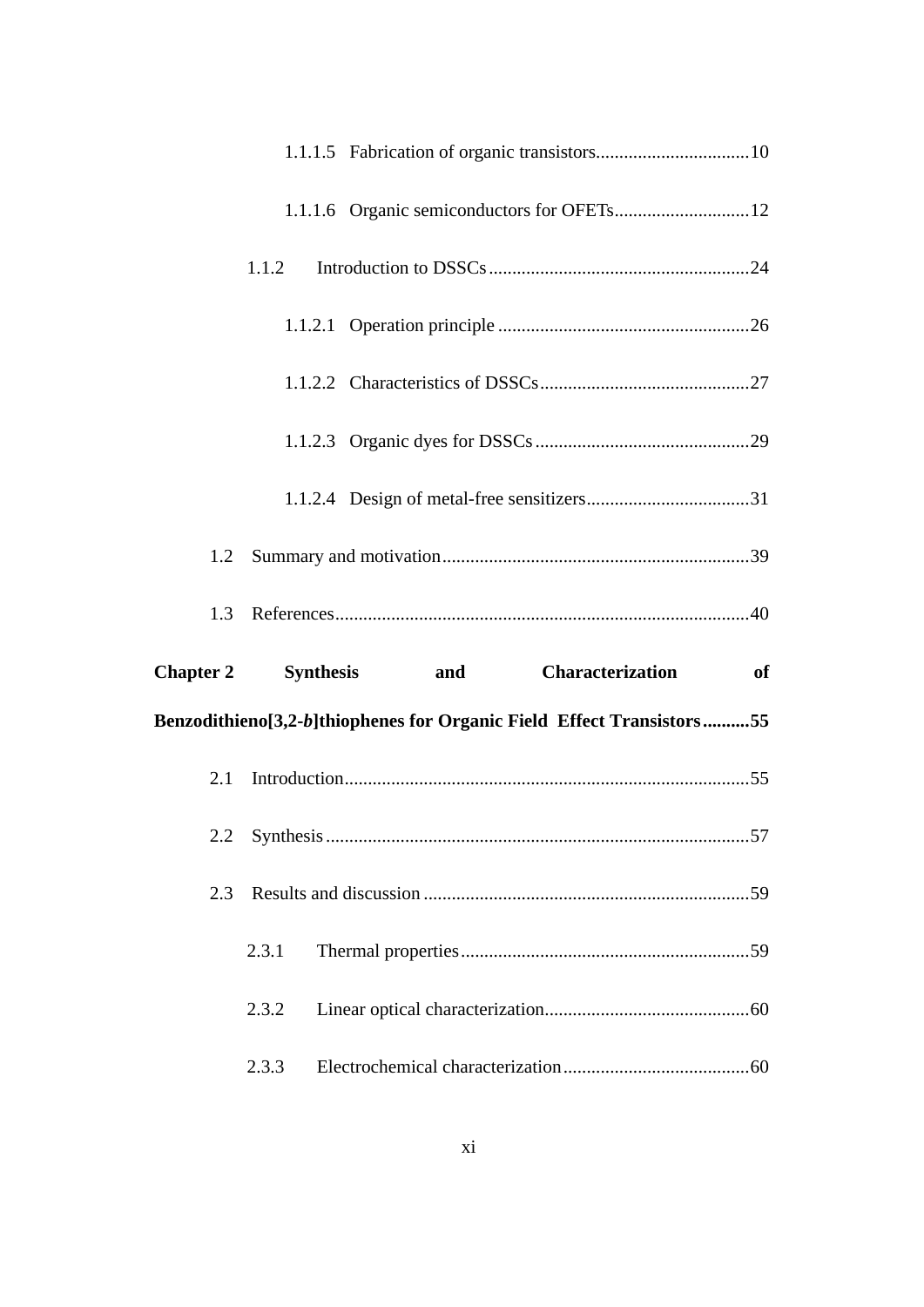1.1.1.5 Fabrication of organic transistors................................10

1.1.1.6 Organic semiconductors for OFETs............................12

1.1.2 Introduction to DSSCs........................................................24

1.1.2.1 Operation principle ......................................................26

1.1.2.2 Characteristics of DSSCs.............................................27

1.1.2.3 Organic dyes for DSSCs ..............................................29

1.1.2.4 Design of metal-free sensitizers...................................31

1.2 Summary and motivation..................................................................39

1.3 References.........................................................................................40

**Chapter 2 Synthesis and Characterization of Benzodithieno[3,2-*b*]thiophenes for Organic Field Effect Transistors..........55**

2.1 Introduction.......................................................................................55

2.2 Synthesis...........................................................................................57

2.3 Results and discussion ......................................................................59

2.3.1 Thermal properties..............................................................59

2.3.2 Linear optical characterization............................................60

2.3.3 Electrochemical characterization........................................60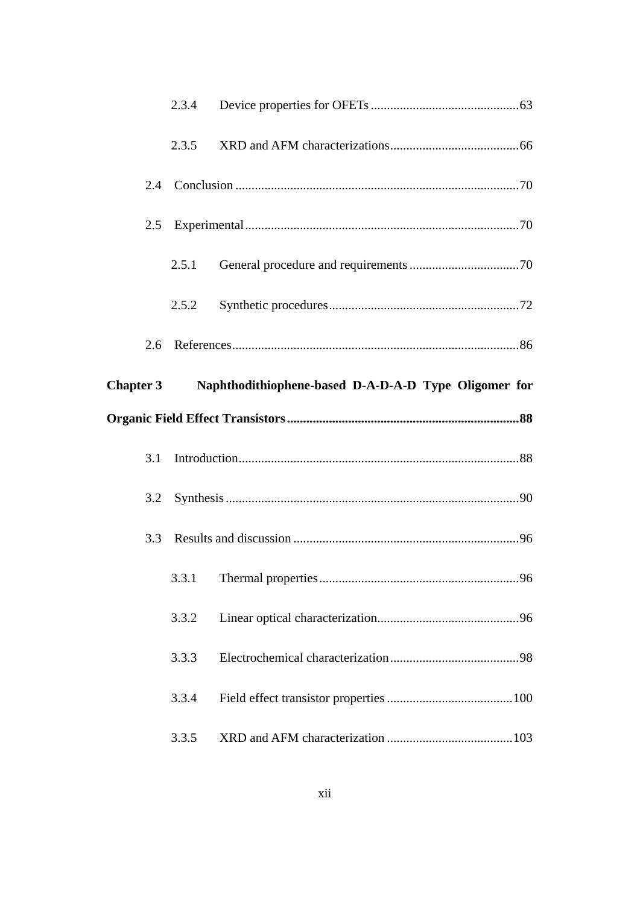2.3.4 Device properties for OFETs .............................................63

2.3.5 XRD and AFM characterizations........................................66

2.4 Conclusion .......................................................................................70

2.5 Experimental....................................................................................70

2.5.1 General procedure and requirements ..................................70

2.5.2 Synthetic procedures...........................................................72

2.6 References........................................................................................86

**Chapter 3 Naphthodithiophene-based D-A-D-A-D Type Oligomer for Organic Field Effect Transistors........................................................................88**

3.1 Introduction......................................................................................88

3.2 Synthesis ..........................................................................................90

3.3 Results and discussion .....................................................................96

3.3.1 Thermal properties..............................................................96

3.3.2 Linear optical characterization............................................96

3.3.3 Electrochemical characterization........................................98

3.3.4 Field effect transistor properties .......................................100

3.3.5 XRD and AFM characterization .......................................103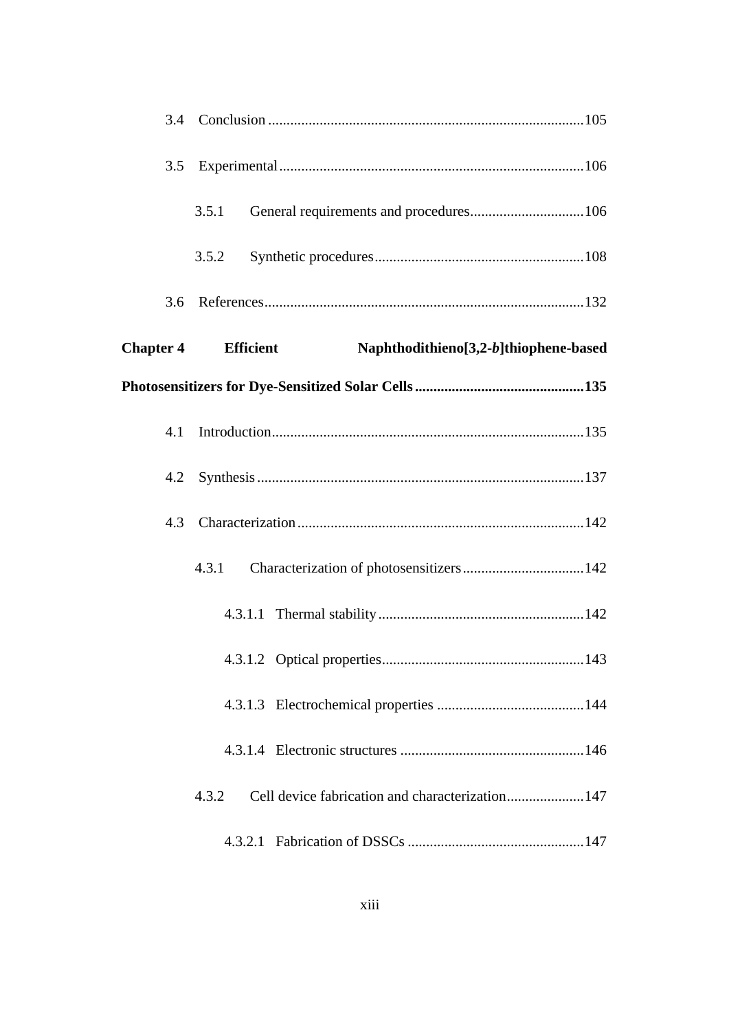3.4 Conclusion ......................................................................................105

3.5 Experimental...................................................................................106

3.5.1 General requirements and procedures...............................106

3.5.2 Synthetic procedures.........................................................108

3.6 References.......................................................................................132

**Chapter 4 Efficient Naphthodithieno[3,2-*b*]thiophene-based Photosensitizers for Dye-Sensitized Solar Cells..............................................135**

4.1 Introduction....................................................................................135

4.2 Synthesis .........................................................................................137

4.3 Characterization..............................................................................142

4.3.1 Characterization of photosensitizers.................................142

4.3.1.1 Thermal stability........................................................142

4.3.1.2 Optical properties.......................................................143

4.3.1.3 Electrochemical properties ........................................144

4.3.1.4 Electronic structures ..................................................146

4.3.2 Cell device fabrication and characterization.....................147

4.3.2.1 Fabrication of DSSCs ................................................147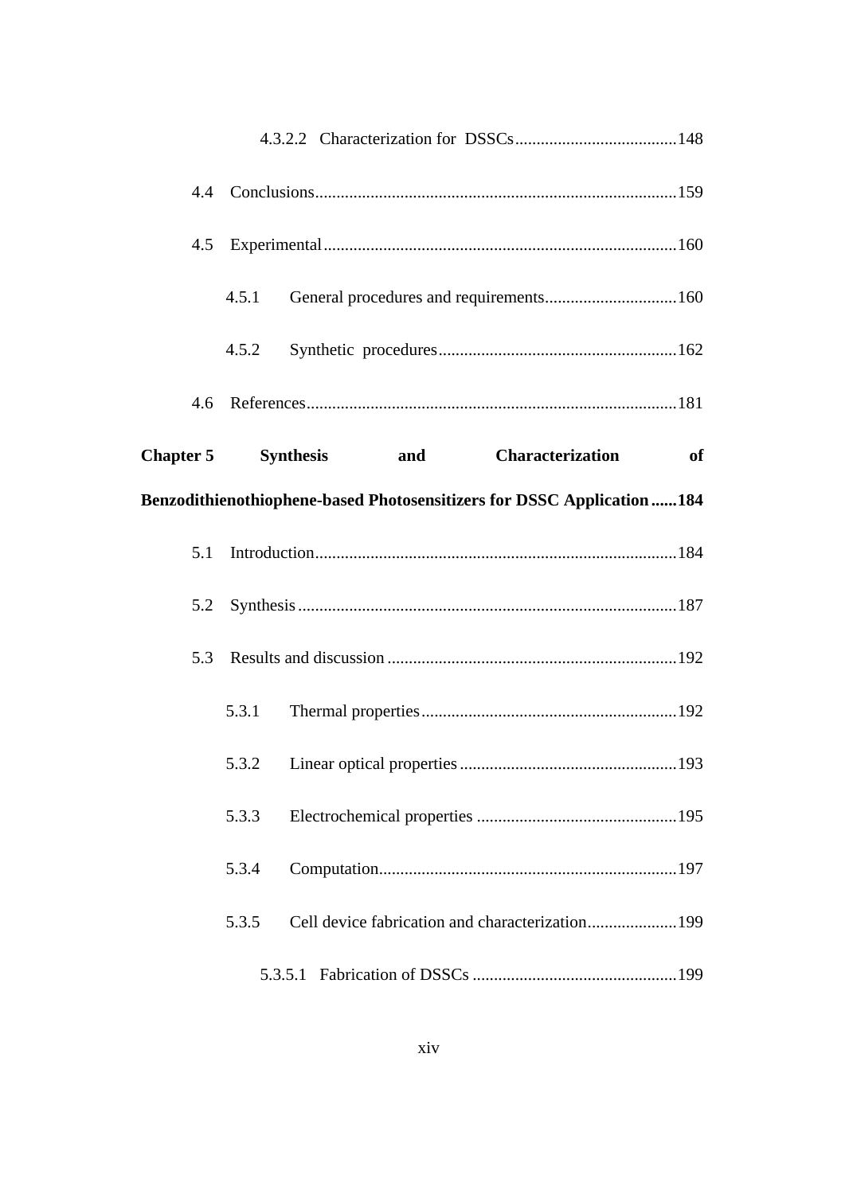4.3.2.2 Characterization for DSSCs......................................148

4.4 Conclusions....................................................................................159

4.5 Experimental..................................................................................160

4.5.1 General procedures and requirements...............................160

4.5.2 Synthetic procedures........................................................162

4.6 References......................................................................................181

**Chapter 5 Synthesis and Characterization of Benzodithienothiophene-based Photosensitizers for DSSC Application......184**

5.1 Introduction....................................................................................184

5.2 Synthesis........................................................................................187

5.3 Results and discussion ...................................................................192

5.3.1 Thermal properties............................................................192

5.3.2 Linear optical properties...................................................193

5.3.3 Electrochemical properties ...............................................195

5.3.4 Computation.....................................................................197

5.3.5 Cell device fabrication and characterization.....................199

5.3.5.1 Fabrication of DSSCs ................................................199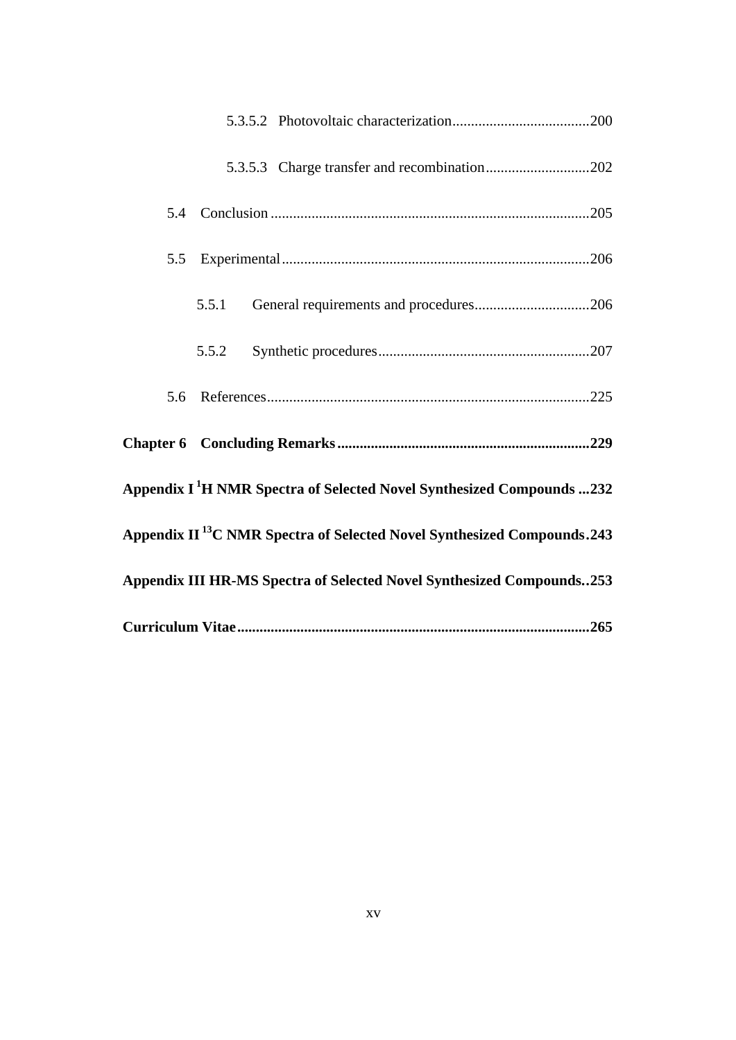5.3.5.2 Photovoltaic characterization....................................200

5.3.5.3 Charge transfer and recombination............................202

5.4 Conclusion.......................................................................................205

5.5 Experimental...................................................................................206

5.5.1 General requirements and procedures...............................206

5.5.2 Synthetic procedures.........................................................207

5.6 References.......................................................................................225

**Chapter 6 Concluding Remarks....................................................................229**

**Appendix I $^{1}$H NMR Spectra of Selected Novel Synthesized Compounds ...232**

**Appendix II $^{13}$C NMR Spectra of Selected Novel Synthesized Compounds.243**

**Appendix III HR-MS Spectra of Selected Novel Synthesized Compounds..253**

**Curriculum Vitae...............................................................................................265**